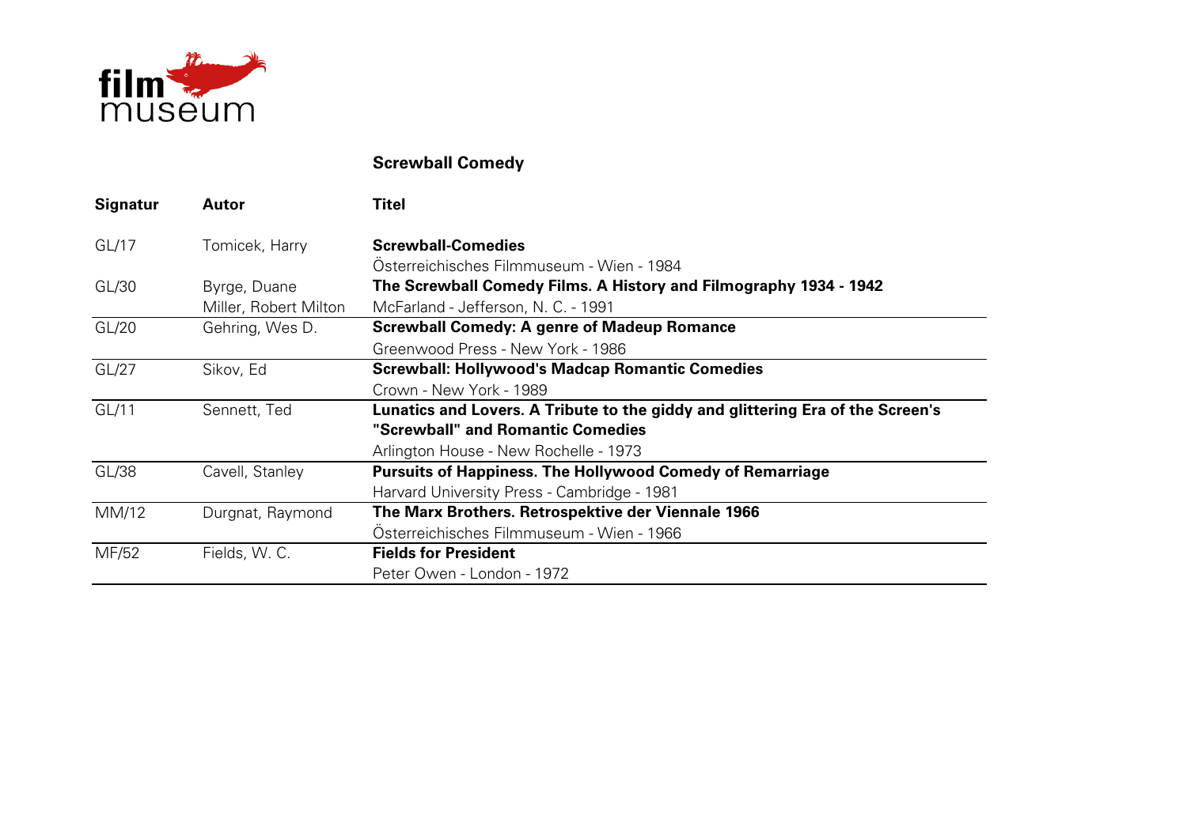filmmuseum

## Screwball Comedy

| Signatur | Autor | Titel |
|---|---|---|
| GL/17 | Tomicek, Harry | **Screwball-Comedies**<br>Österreichisches Filmmuseum - Wien - 1984 |
| GL/30 | Byrge, Duane<br>Miller, Robert Milton | **The Screwball Comedy Films. A History and Filmography 1934 - 1942**<br>McFarland - Jefferson, N. C. - 1991 |
| GL/20 | Gehring, Wes D. | **Screwball Comedy: A genre of Madeup Romance**<br>Greenwood Press - New York - 1986 |
| GL/27 | Sikov, Ed | **Screwball: Hollywood's Madcap Romantic Comedies**<br>Crown - New York - 1989 |
| GL/11 | Sennett, Ted | **Lunatics and Lovers. A Tribute to the giddy and glittering Era of the Screen's "Screwball" and Romantic Comedies**<br>Arlington House - New Rochelle - 1973 |
| GL/38 | Cavell, Stanley | **Pursuits of Happiness. The Hollywood Comedy of Remarriage**<br>Harvard University Press - Cambridge - 1981 |
| MM/12 | Durgnat, Raymond | **The Marx Brothers. Retrospektive der Viennale 1966**<br>Österreichisches Filmmuseum - Wien - 1966 |
| MF/52 | Fields, W. C. | **Fields for President**<br>Peter Owen - London - 1972 |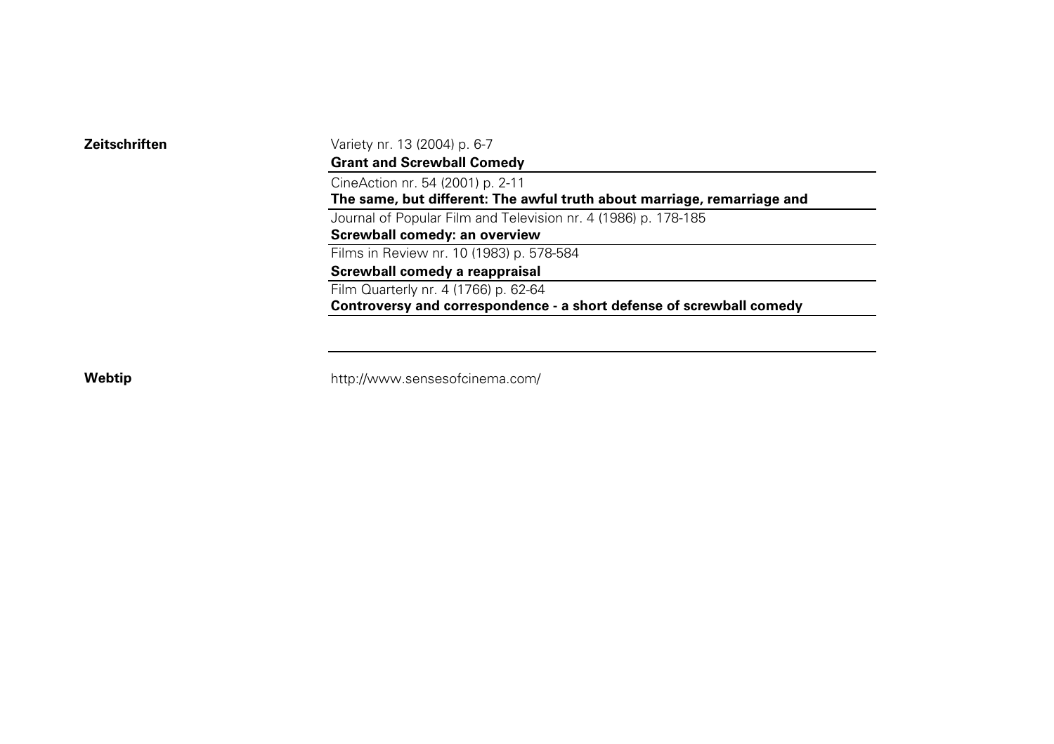**Zeitschriften**

Variety nr. 13 (2004) p. 6-7
**Grant and Screwball Comedy**

CineAction nr. 54 (2001) p. 2-11
**The same, but different: The awful truth about marriage, remarriage and**

Journal of Popular Film and Television nr. 4 (1986) p. 178-185
**Screwball comedy: an overview**

Films in Review nr. 10 (1983) p. 578-584
**Screwball comedy a reappraisal**

Film Quarterly nr. 4 (1766) p. 62-64
**Controversy and correspondence - a short defense of screwball comedy**

**Webtip**

http://www.sensesofcinema.com/